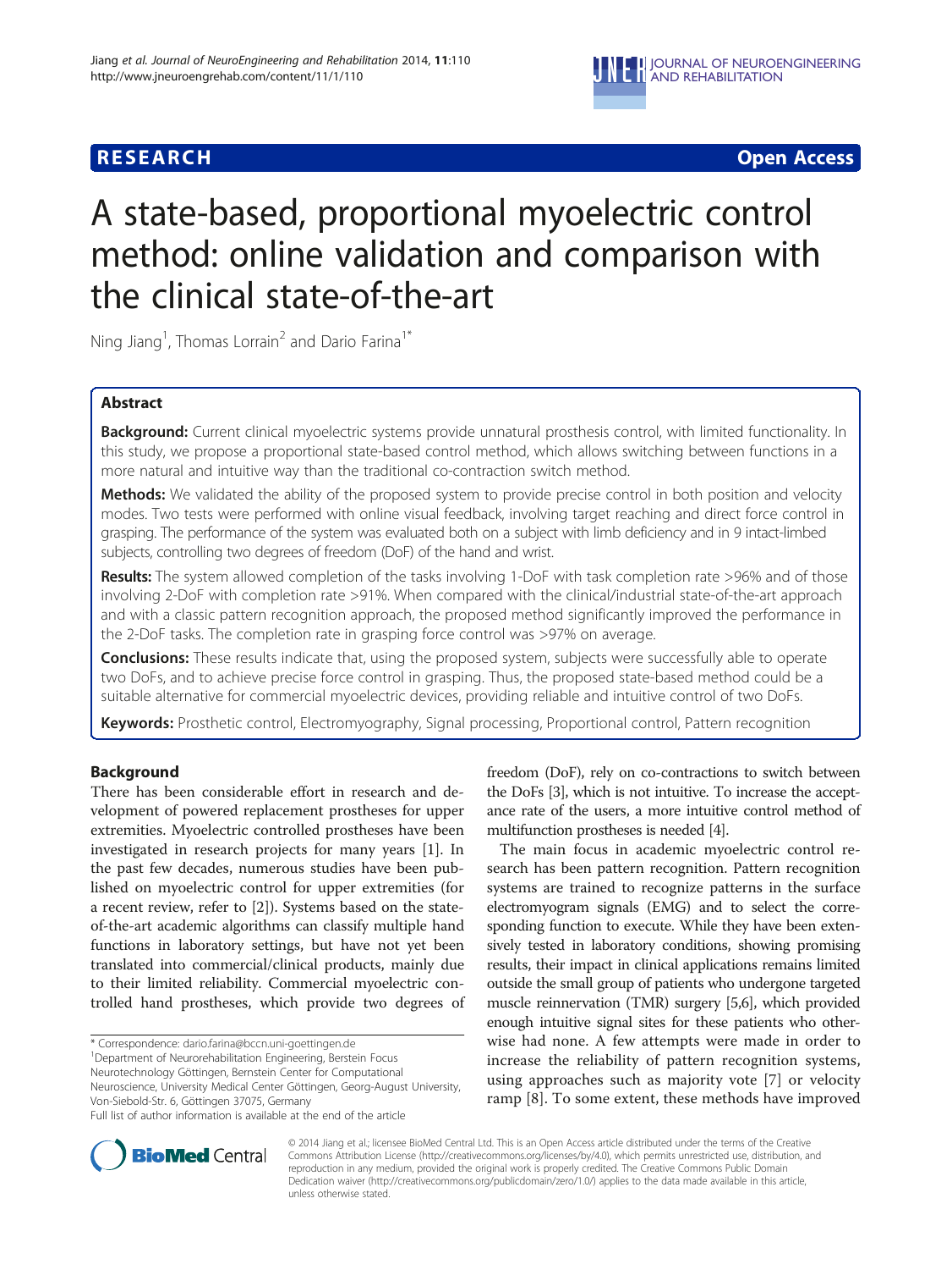**RESEARCH** **Open Access**

# A state-based, proportional myoelectric control method: online validation and comparison with the clinical state-of-the-art

Ning Jiang[1], Thomas Lorrain[2] and Dario Farina[1*]

## Abstract

**Background:** Current clinical myoelectric systems provide unnatural prosthesis control, with limited functionality. In this study, we propose a proportional state-based control method, which allows switching between functions in a more natural and intuitive way than the traditional co-contraction switch method.

**Methods:** We validated the ability of the proposed system to provide precise control in both position and velocity modes. Two tests were performed with online visual feedback, involving target reaching and direct force control in grasping. The performance of the system was evaluated both on a subject with limb deficiency and in 9 intact-limbed subjects, controlling two degrees of freedom (DoF) of the hand and wrist.

**Results:** The system allowed completion of the tasks involving 1-DoF with task completion rate >96% and of those involving 2-DoF with completion rate >91%. When compared with the clinical/industrial state-of-the-art approach and with a classic pattern recognition approach, the proposed method significantly improved the performance in the 2-DoF tasks. The completion rate in grasping force control was >97% on average.

**Conclusions:** These results indicate that, using the proposed system, subjects were successfully able to operate two DoFs, and to achieve precise force control in grasping. Thus, the proposed state-based method could be a suitable alternative for commercial myoelectric devices, providing reliable and intuitive control of two DoFs.

**Keywords:** Prosthetic control, Electromyography, Signal processing, Proportional control, Pattern recognition

## Background

There has been considerable effort in research and development of powered replacement prostheses for upper extremities. Myoelectric controlled prostheses have been investigated in research projects for many years [1]. In the past few decades, numerous studies have been published on myoelectric control for upper extremities (for a recent review, refer to [2]). Systems based on the state-of-the-art academic algorithms can classify multiple hand functions in laboratory settings, but have not yet been translated into commercial/clinical products, mainly due to their limited reliability. Commercial myoelectric controlled hand prostheses, which provide two degrees of freedom (DoF), rely on co-contractions to switch between the DoFs [3], which is not intuitive. To increase the acceptance rate of the users, a more intuitive control method of multifunction prostheses is needed [4].

The main focus in academic myoelectric control research has been pattern recognition. Pattern recognition systems are trained to recognize patterns in the surface electromyogram signals (EMG) and to select the corresponding function to execute. While they have been extensively tested in laboratory conditions, showing promising results, their impact in clinical applications remains limited outside the small group of patients who undergone targeted muscle reinnervation (TMR) surgery [5,6], which provided enough intuitive signal sites for these patients who otherwise had none. A few attempts were made in order to increase the reliability of pattern recognition systems, using approaches such as majority vote [7] or velocity ramp [8]. To some extent, these methods have improved

\* Correspondence: dario.farina@bccn.uni-goettingen.de
[1]Department of Neurorehabilitation Engineering, Berstein Focus Neurotechnology Göttingen, Bernstein Center for Computational Neuroscience, University Medical Center Göttingen, Georg-August University, Von-Siebold-Str. 6, Göttingen 37075, Germany
Full list of author information is available at the end of the article

© 2014 Jiang et al.; licensee BioMed Central Ltd. This is an Open Access article distributed under the terms of the Creative Commons Attribution License (http://creativecommons.org/licenses/by/4.0), which permits unrestricted use, distribution, and reproduction in any medium, provided the original work is properly credited. The Creative Commons Public Domain Dedication waiver (http://creativecommons.org/publicdomain/zero/1.0/) applies to the data made available in this article, unless otherwise stated.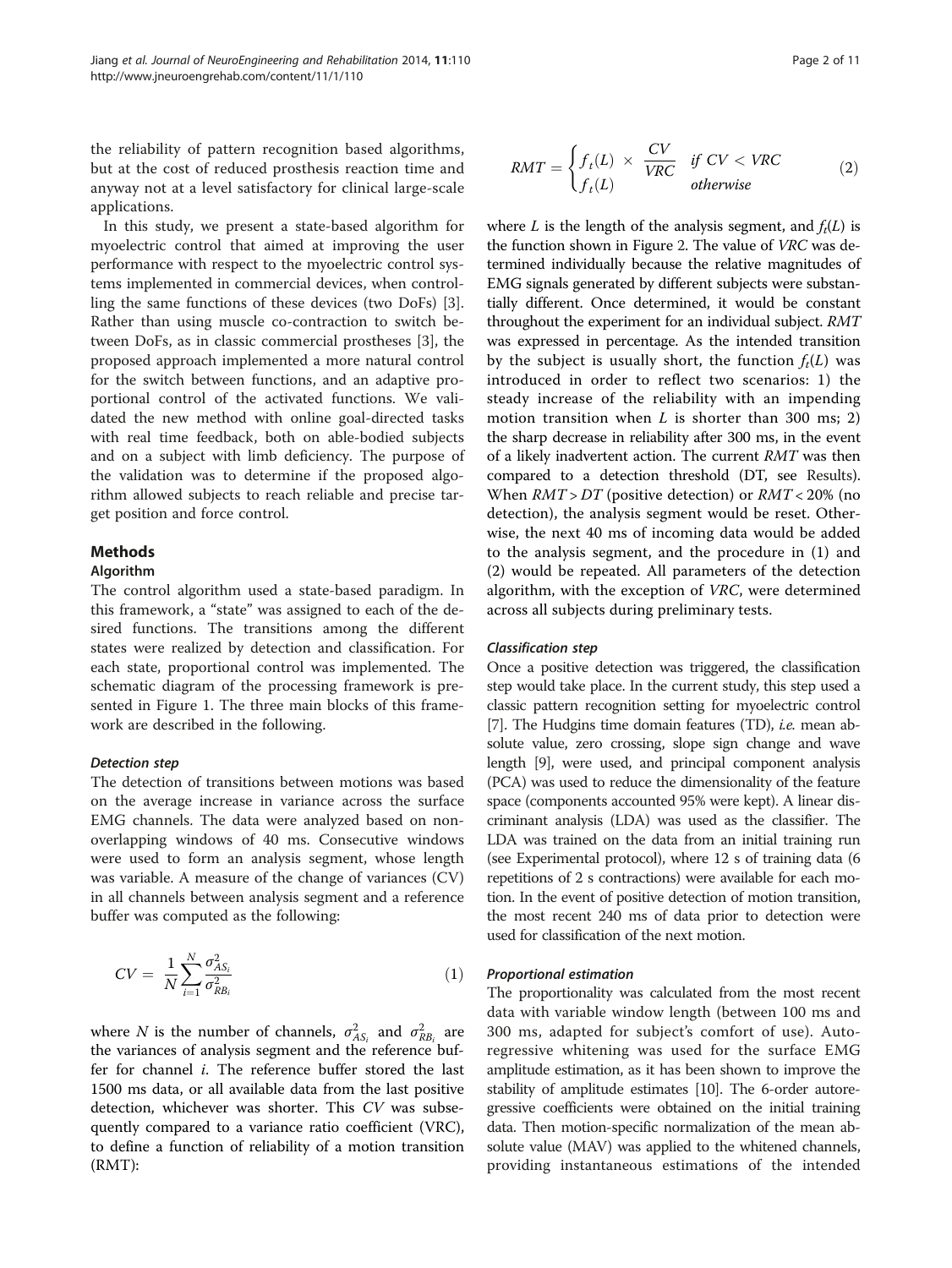the reliability of pattern recognition based algorithms, but at the cost of reduced prosthesis reaction time and anyway not at a level satisfactory for clinical large-scale applications.

In this study, we present a state-based algorithm for myoelectric control that aimed at improving the user performance with respect to the myoelectric control systems implemented in commercial devices, when controlling the same functions of these devices (two DoFs) [3]. Rather than using muscle co-contraction to switch between DoFs, as in classic commercial prostheses [3], the proposed approach implemented a more natural control for the switch between functions, and an adaptive proportional control of the activated functions. We validated the new method with online goal-directed tasks with real time feedback, both on able-bodied subjects and on a subject with limb deficiency. The purpose of the validation was to determine if the proposed algorithm allowed subjects to reach reliable and precise target position and force control.

## Methods

### Algorithm

The control algorithm used a state-based paradigm. In this framework, a "state" was assigned to each of the desired functions. The transitions among the different states were realized by detection and classification. For each state, proportional control was implemented. The schematic diagram of the processing framework is presented in Figure 1. The three main blocks of this framework are described in the following.

#### *Detection step*

The detection of transitions between motions was based on the average increase in variance across the surface EMG channels. The data were analyzed based on non-overlapping windows of 40 ms. Consecutive windows were used to form an analysis segment, whose length was variable. A measure of the change of variances (CV) in all channels between analysis segment and a reference buffer was computed as the following:

$$CV = \frac{1}{N}\sum_{i=1}^{N}\frac{\sigma^2_{AS_i}}{\sigma^2_{RB_i}} \tag{1}$$

where $N$ is the number of channels, $\sigma^2_{AS_i}$ and $\sigma^2_{RB_i}$ are the variances of analysis segment and the reference buffer for channel $i$. The reference buffer stored the last 1500 ms data, or all available data from the last positive detection, whichever was shorter. This $CV$ was subsequently compared to a variance ratio coefficient (VRC), to define a function of reliability of a motion transition (RMT):

$$RMT = \begin{cases} f_t(L) \times \dfrac{CV}{VRC} & \text{if } CV < VRC \\ f_t(L) & \text{otherwise} \end{cases} \tag{2}$$

where $L$ is the length of the analysis segment, and $f_t(L)$ is the function shown in Figure 2. The value of $VRC$ was determined individually because the relative magnitudes of EMG signals generated by different subjects were substantially different. Once determined, it would be constant throughout the experiment for an individual subject. $RMT$ was expressed in percentage. As the intended transition by the subject is usually short, the function $f_t(L)$ was introduced in order to reflect two scenarios: 1) the steady increase of the reliability with an impending motion transition when $L$ is shorter than 300 ms; 2) the sharp decrease in reliability after 300 ms, in the event of a likely inadvertent action. The current $RMT$ was then compared to a detection threshold (DT, see Results). When $RMT > DT$ (positive detection) or $RMT < 20\%$ (no detection), the analysis segment would be reset. Otherwise, the next 40 ms of incoming data would be added to the analysis segment, and the procedure in (1) and (2) would be repeated. All parameters of the detection algorithm, with the exception of $VRC$, were determined across all subjects during preliminary tests.

#### *Classification step*

Once a positive detection was triggered, the classification step would take place. In the current study, this step used a classic pattern recognition setting for myoelectric control [7]. The Hudgins time domain features (TD), *i.e.* mean absolute value, zero crossing, slope sign change and wave length [9], were used, and principal component analysis (PCA) was used to reduce the dimensionality of the feature space (components accounted 95% were kept). A linear discriminant analysis (LDA) was used as the classifier. The LDA was trained on the data from an initial training run (see Experimental protocol), where 12 s of training data (6 repetitions of 2 s contractions) were available for each motion. In the event of positive detection of motion transition, the most recent 240 ms of data prior to detection were used for classification of the next motion.

#### *Proportional estimation*

The proportionality was calculated from the most recent data with variable window length (between 100 ms and 300 ms, adapted for subject's comfort of use). Autoregressive whitening was used for the surface EMG amplitude estimation, as it has been shown to improve the stability of amplitude estimates [10]. The 6-order autoregressive coefficients were obtained on the initial training data. Then motion-specific normalization of the mean absolute value (MAV) was applied to the whitened channels, providing instantaneous estimations of the intended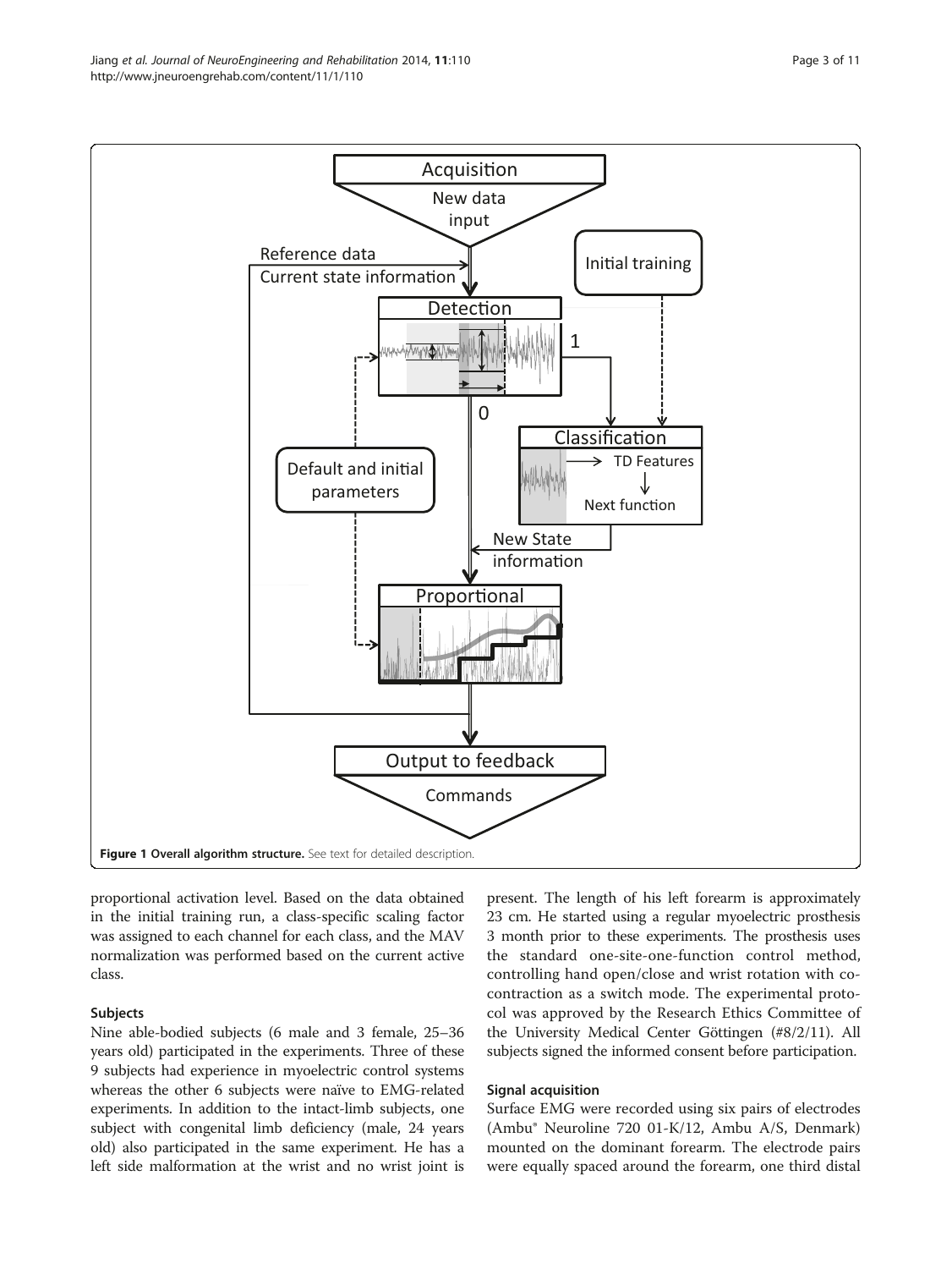Acquisition

New data input

Reference data

Current state information

Initial training

Detection

1

0

Classification

TD Features

Next function

Default and initial parameters

New State information

Proportional

Output to feedback

Commands

**Figure 1 Overall algorithm structure.** See text for detailed description.

proportional activation level. Based on the data obtained in the initial training run, a class-specific scaling factor was assigned to each channel for each class, and the MAV normalization was performed based on the current active class.

### Subjects

Nine able-bodied subjects (6 male and 3 female, 25–36 years old) participated in the experiments. Three of these 9 subjects had experience in myoelectric control systems whereas the other 6 subjects were naïve to EMG-related experiments. In addition to the intact-limb subjects, one subject with congenital limb deficiency (male, 24 years old) also participated in the same experiment. He has a left side malformation at the wrist and no wrist joint is present. The length of his left forearm is approximately 23 cm. He started using a regular myoelectric prosthesis 3 month prior to these experiments. The prosthesis uses the standard one-site-one-function control method, controlling hand open/close and wrist rotation with co-contraction as a switch mode. The experimental protocol was approved by the Research Ethics Committee of the University Medical Center Göttingen (#8/2/11). All subjects signed the informed consent before participation.

### Signal acquisition

Surface EMG were recorded using six pairs of electrodes (Ambu® Neuroline 720 01-K/12, Ambu A/S, Denmark) mounted on the dominant forearm. The electrode pairs were equally spaced around the forearm, one third distal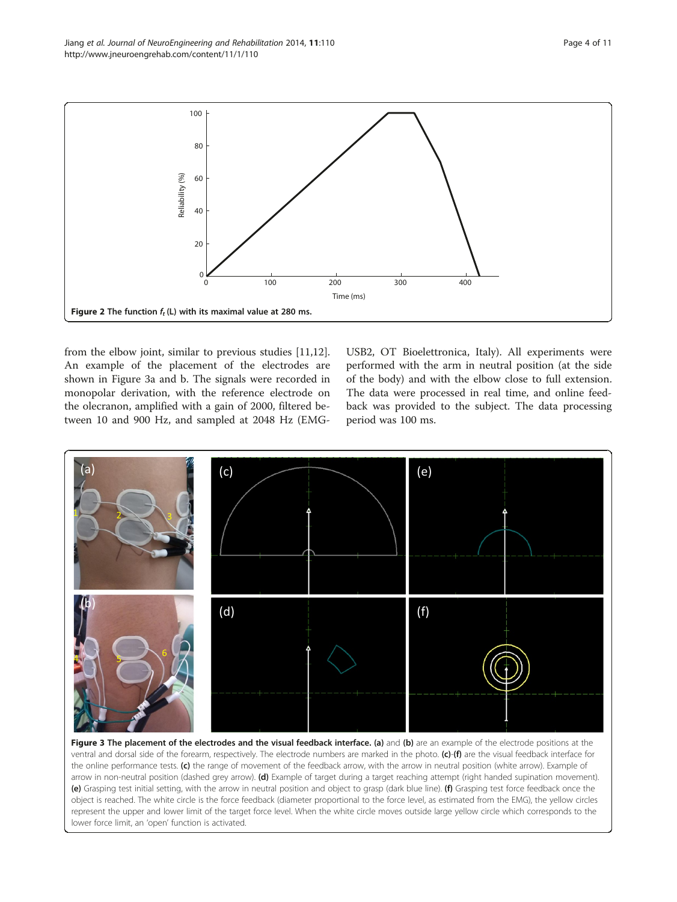100
80
60
40
20
0
Reliability (%)
0
100
200
300
400
Time (ms)

**Figure 2 The function $f_t$ (L) with its maximal value at 280 ms.**

from the elbow joint, similar to previous studies [11,12]. An example of the placement of the electrodes are shown in Figure 3a and b. The signals were recorded in monopolar derivation, with the reference electrode on the olecranon, amplified with a gain of 2000, filtered between 10 and 900 Hz, and sampled at 2048 Hz (EMG-USB2, OT Bioelettronica, Italy). All experiments were performed with the arm in neutral position (at the side of the body) and with the elbow close to full extension. The data were processed in real time, and online feedback was provided to the subject. The data processing period was 100 ms.

(a) 1 2 3
(b) 4 5 6
(c)
(d)
(e)
(f)

**Figure 3 The placement of the electrodes and the visual feedback interface. (a)** and **(b)** are an example of the electrode positions at the ventral and dorsal side of the forearm, respectively. The electrode numbers are marked in the photo. **(c)**-**(f)** are the visual feedback interface for the online performance tests. **(c)** the range of movement of the feedback arrow, with the arrow in neutral position (white arrow). Example of arrow in non-neutral position (dashed grey arrow). **(d)** Example of target during a target reaching attempt (right handed supination movement). **(e)** Grasping test initial setting, with the arrow in neutral position and object to grasp (dark blue line). **(f)** Grasping test force feedback once the object is reached. The white circle is the force feedback (diameter proportional to the force level, as estimated from the EMG), the yellow circles represent the upper and lower limit of the target force level. When the white circle moves outside large yellow circle which corresponds to the lower force limit, an 'open' function is activated.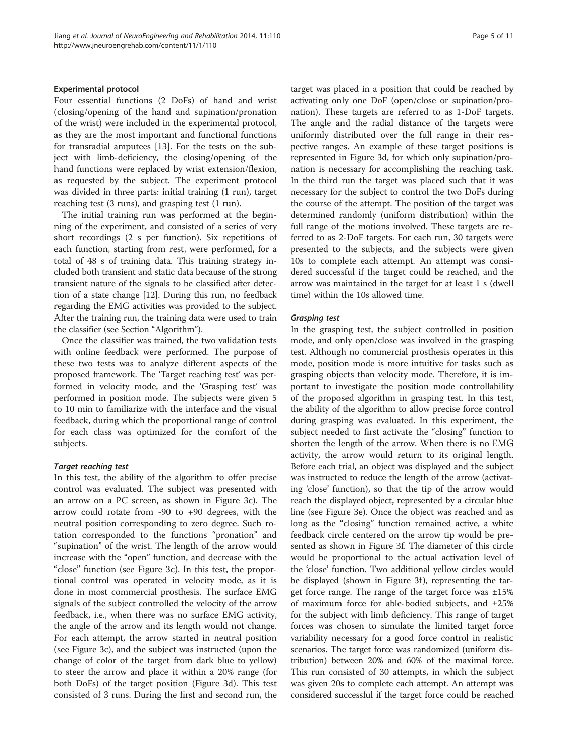### Experimental protocol

Four essential functions (2 DoFs) of hand and wrist (closing/opening of the hand and supination/pronation of the wrist) were included in the experimental protocol, as they are the most important and functional functions for transradial amputees [13]. For the tests on the subject with limb-deficiency, the closing/opening of the hand functions were replaced by wrist extension/flexion, as requested by the subject. The experiment protocol was divided in three parts: initial training (1 run), target reaching test (3 runs), and grasping test (1 run).

The initial training run was performed at the beginning of the experiment, and consisted of a series of very short recordings (2 s per function). Six repetitions of each function, starting from rest, were performed, for a total of 48 s of training data. This training strategy included both transient and static data because of the strong transient nature of the signals to be classified after detection of a state change [12]. During this run, no feedback regarding the EMG activities was provided to the subject. After the training run, the training data were used to train the classifier (see Section "Algorithm").

Once the classifier was trained, the two validation tests with online feedback were performed. The purpose of these two tests was to analyze different aspects of the proposed framework. The 'Target reaching test' was performed in velocity mode, and the 'Grasping test' was performed in position mode. The subjects were given 5 to 10 min to familiarize with the interface and the visual feedback, during which the proportional range of control for each class was optimized for the comfort of the subjects.

#### *Target reaching test*

In this test, the ability of the algorithm to offer precise control was evaluated. The subject was presented with an arrow on a PC screen, as shown in Figure 3c). The arrow could rotate from -90 to +90 degrees, with the neutral position corresponding to zero degree. Such rotation corresponded to the functions "pronation" and "supination" of the wrist. The length of the arrow would increase with the "open" function, and decrease with the "close" function (see Figure 3c). In this test, the proportional control was operated in velocity mode, as it is done in most commercial prosthesis. The surface EMG signals of the subject controlled the velocity of the arrow feedback, i.e., when there was no surface EMG activity, the angle of the arrow and its length would not change. For each attempt, the arrow started in neutral position (see Figure 3c), and the subject was instructed (upon the change of color of the target from dark blue to yellow) to steer the arrow and place it within a 20% range (for both DoFs) of the target position (Figure 3d). This test consisted of 3 runs. During the first and second run, the target was placed in a position that could be reached by activating only one DoF (open/close or supination/pronation). These targets are referred to as 1-DoF targets. The angle and the radial distance of the targets were uniformly distributed over the full range in their respective ranges. An example of these target positions is represented in Figure 3d, for which only supination/pronation is necessary for accomplishing the reaching task. In the third run the target was placed such that it was necessary for the subject to control the two DoFs during the course of the attempt. The position of the target was determined randomly (uniform distribution) within the full range of the motions involved. These targets are referred to as 2-DoF targets. For each run, 30 targets were presented to the subjects, and the subjects were given 10s to complete each attempt. An attempt was considered successful if the target could be reached, and the arrow was maintained in the target for at least 1 s (dwell time) within the 10s allowed time.

#### *Grasping test*

In the grasping test, the subject controlled in position mode, and only open/close was involved in the grasping test. Although no commercial prosthesis operates in this mode, position mode is more intuitive for tasks such as grasping objects than velocity mode. Therefore, it is important to investigate the position mode controllability of the proposed algorithm in grasping test. In this test, the ability of the algorithm to allow precise force control during grasping was evaluated. In this experiment, the subject needed to first activate the "closing" function to shorten the length of the arrow. When there is no EMG activity, the arrow would return to its original length. Before each trial, an object was displayed and the subject was instructed to reduce the length of the arrow (activating 'close' function), so that the tip of the arrow would reach the displayed object, represented by a circular blue line (see Figure 3e). Once the object was reached and as long as the "closing" function remained active, a white feedback circle centered on the arrow tip would be presented as shown in Figure 3f. The diameter of this circle would be proportional to the actual activation level of the 'close' function. Two additional yellow circles would be displayed (shown in Figure 3f), representing the target force range. The range of the target force was ±15% of maximum force for able-bodied subjects, and ±25% for the subject with limb deficiency. This range of target forces was chosen to simulate the limited target force variability necessary for a good force control in realistic scenarios. The target force was randomized (uniform distribution) between 20% and 60% of the maximal force. This run consisted of 30 attempts, in which the subject was given 20s to complete each attempt. An attempt was considered successful if the target force could be reached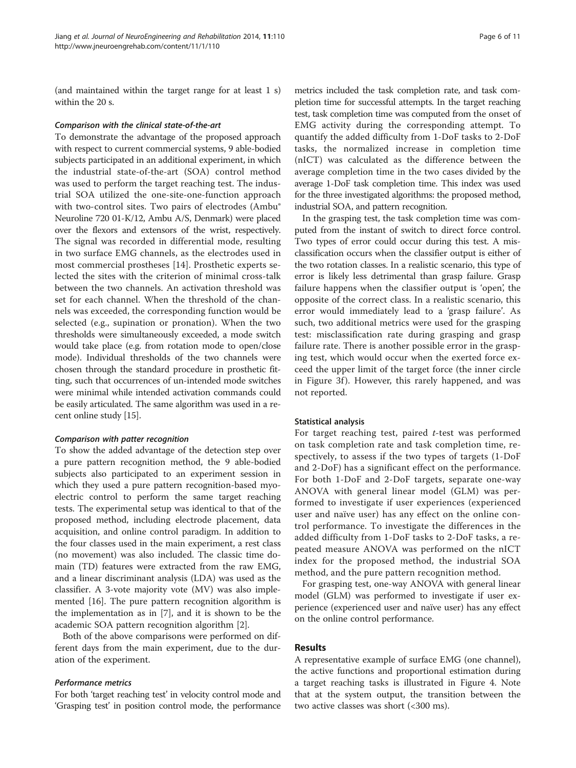(and maintained within the target range for at least 1 s) within the 20 s.

#### Comparison with the clinical state-of-the-art

To demonstrate the advantage of the proposed approach with respect to current commercial systems, 9 able-bodied subjects participated in an additional experiment, in which the industrial state-of-the-art (SOA) control method was used to perform the target reaching test. The industrial SOA utilized the one-site-one-function approach with two-control sites. Two pairs of electrodes (Ambu® Neuroline 720 01-K/12, Ambu A/S, Denmark) were placed over the flexors and extensors of the wrist, respectively. The signal was recorded in differential mode, resulting in two surface EMG channels, as the electrodes used in most commercial prostheses [14]. Prosthetic experts selected the sites with the criterion of minimal cross-talk between the two channels. An activation threshold was set for each channel. When the threshold of the channels was exceeded, the corresponding function would be selected (e.g., supination or pronation). When the two thresholds were simultaneously exceeded, a mode switch would take place (e.g. from rotation mode to open/close mode). Individual thresholds of the two channels were chosen through the standard procedure in prosthetic fitting, such that occurrences of un-intended mode switches were minimal while intended activation commands could be easily articulated. The same algorithm was used in a recent online study [15].

#### Comparison with patter recognition

To show the added advantage of the detection step over a pure pattern recognition method, the 9 able-bodied subjects also participated to an experiment session in which they used a pure pattern recognition-based myoelectric control to perform the same target reaching tests. The experimental setup was identical to that of the proposed method, including electrode placement, data acquisition, and online control paradigm. In addition to the four classes used in the main experiment, a rest class (no movement) was also included. The classic time domain (TD) features were extracted from the raw EMG, and a linear discriminant analysis (LDA) was used as the classifier. A 3-vote majority vote (MV) was also implemented [16]. The pure pattern recognition algorithm is the implementation as in [7], and it is shown to be the academic SOA pattern recognition algorithm [2].

Both of the above comparisons were performed on different days from the main experiment, due to the duration of the experiment.

#### Performance metrics

For both 'target reaching test' in velocity control mode and 'Grasping test' in position control mode, the performance metrics included the task completion rate, and task completion time for successful attempts. In the target reaching test, task completion time was computed from the onset of EMG activity during the corresponding attempt. To quantify the added difficulty from 1-DoF tasks to 2-DoF tasks, the normalized increase in completion time (nICT) was calculated as the difference between the average completion time in the two cases divided by the average 1-DoF task completion time. This index was used for the three investigated algorithms: the proposed method, industrial SOA, and pattern recognition.

In the grasping test, the task completion time was computed from the instant of switch to direct force control. Two types of error could occur during this test. A misclassification occurs when the classifier output is either of the two rotation classes. In a realistic scenario, this type of error is likely less detrimental than grasp failure. Grasp failure happens when the classifier output is 'open', the opposite of the correct class. In a realistic scenario, this error would immediately lead to a 'grasp failure'. As such, two additional metrics were used for the grasping test: misclassification rate during grasping and grasp failure rate. There is another possible error in the grasping test, which would occur when the exerted force exceed the upper limit of the target force (the inner circle in Figure 3f). However, this rarely happened, and was not reported.

#### Statistical analysis

For target reaching test, paired *t*-test was performed on task completion rate and task completion time, respectively, to assess if the two types of targets (1-DoF and 2-DoF) has a significant effect on the performance. For both 1-DoF and 2-DoF targets, separate one-way ANOVA with general linear model (GLM) was performed to investigate if user experiences (experienced user and naïve user) has any effect on the online control performance. To investigate the differences in the added difficulty from 1-DoF tasks to 2-DoF tasks, a repeated measure ANOVA was performed on the nICT index for the proposed method, the industrial SOA method, and the pure pattern recognition method.

For grasping test, one-way ANOVA with general linear model (GLM) was performed to investigate if user experience (experienced user and naïve user) has any effect on the online control performance.

## Results

A representative example of surface EMG (one channel), the active functions and proportional estimation during a target reaching tasks is illustrated in Figure 4. Note that at the system output, the transition between the two active classes was short (<300 ms).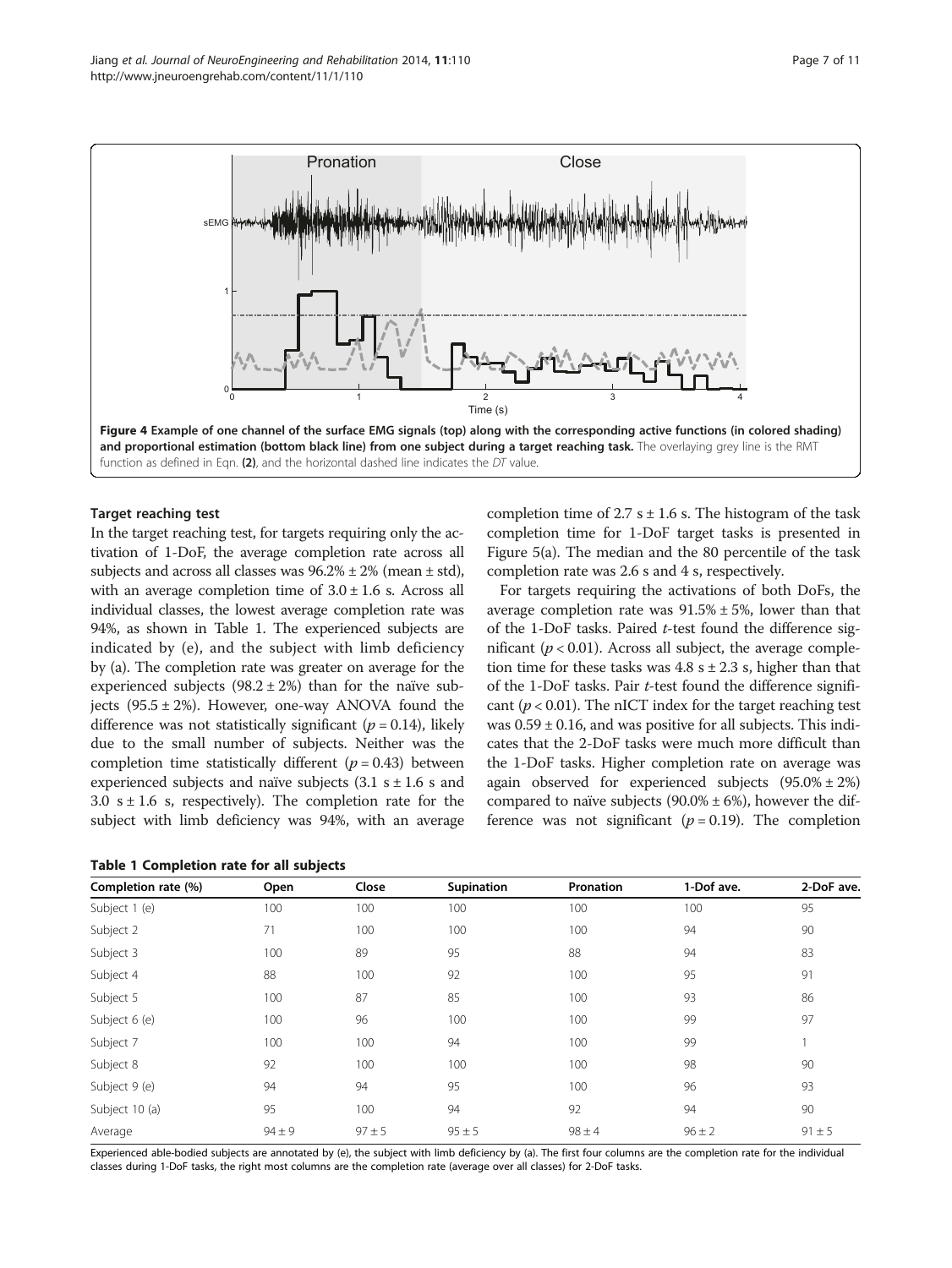Pronation

Close

sEMG

1

0

0

1

2

3

4

Time (s)

**Figure 4 Example of one channel of the surface EMG signals (top) along with the corresponding active functions (in colored shading) and proportional estimation (bottom black line) from one subject during a target reaching task.** The overlaying grey line is the RMT function as defined in Eqn. **(2)**, and the horizontal dashed line indicates the *DT* value.

### Target reaching test

In the target reaching test, for targets requiring only the activation of 1-DoF, the average completion rate across all subjects and across all classes was 96.2% ± 2% (mean ± std), with an average completion time of 3.0 ± 1.6 s. Across all individual classes, the lowest average completion rate was 94%, as shown in Table 1. The experienced subjects are indicated by (e), and the subject with limb deficiency by (a). The completion rate was greater on average for the experienced subjects (98.2 ± 2%) than for the naïve subjects (95.5 ± 2%). However, one-way ANOVA found the difference was not statistically significant ($p = 0.14$), likely due to the small number of subjects. Neither was the completion time statistically different ($p = 0.43$) between experienced subjects and naïve subjects (3.1 s ± 1.6 s and 3.0 s ± 1.6 s, respectively). The completion rate for the subject with limb deficiency was 94%, with an average completion time of 2.7 s ± 1.6 s. The histogram of the task completion time for 1-DoF target tasks is presented in Figure 5(a). The median and the 80 percentile of the task completion rate was 2.6 s and 4 s, respectively.

For targets requiring the activations of both DoFs, the average completion rate was 91.5% ± 5%, lower than that of the 1-DoF tasks. Paired *t*-test found the difference significant ($p < 0.01$). Across all subject, the average completion time for these tasks was 4.8 s ± 2.3 s, higher than that of the 1-DoF tasks. Pair *t*-test found the difference significant ($p < 0.01$). The nICT index for the target reaching test was 0.59 ± 0.16, and was positive for all subjects. This indicates that the 2-DoF tasks were much more difficult than the 1-DoF tasks. Higher completion rate on average was again observed for experienced subjects (95.0% ± 2%) compared to naïve subjects (90.0% ± 6%), however the difference was not significant ($p = 0.19$). The completion

**Table 1 Completion rate for all subjects**

| Completion rate (%) | Open | Close | Supination | Pronation | 1-Dof ave. | 2-DoF ave. |
|---|---|---|---|---|---|---|
| Subject 1 (e) | 100 | 100 | 100 | 100 | 100 | 95 |
| Subject 2 | 71 | 100 | 100 | 100 | 94 | 90 |
| Subject 3 | 100 | 89 | 95 | 88 | 94 | 83 |
| Subject 4 | 88 | 100 | 92 | 100 | 95 | 91 |
| Subject 5 | 100 | 87 | 85 | 100 | 93 | 86 |
| Subject 6 (e) | 100 | 96 | 100 | 100 | 99 | 97 |
| Subject 7 | 100 | 100 | 94 | 100 | 99 | 1 |
| Subject 8 | 92 | 100 | 100 | 100 | 98 | 90 |
| Subject 9 (e) | 94 | 94 | 95 | 100 | 96 | 93 |
| Subject 10 (a) | 95 | 100 | 94 | 92 | 94 | 90 |
| Average | 94 ± 9 | 97 ± 5 | 95 ± 5 | 98 ± 4 | 96 ± 2 | 91 ± 5 |

Experienced able-bodied subjects are annotated by (e), the subject with limb deficiency by (a). The first four columns are the completion rate for the individual classes during 1-DoF tasks, the right most columns are the completion rate (average over all classes) for 2-DoF tasks.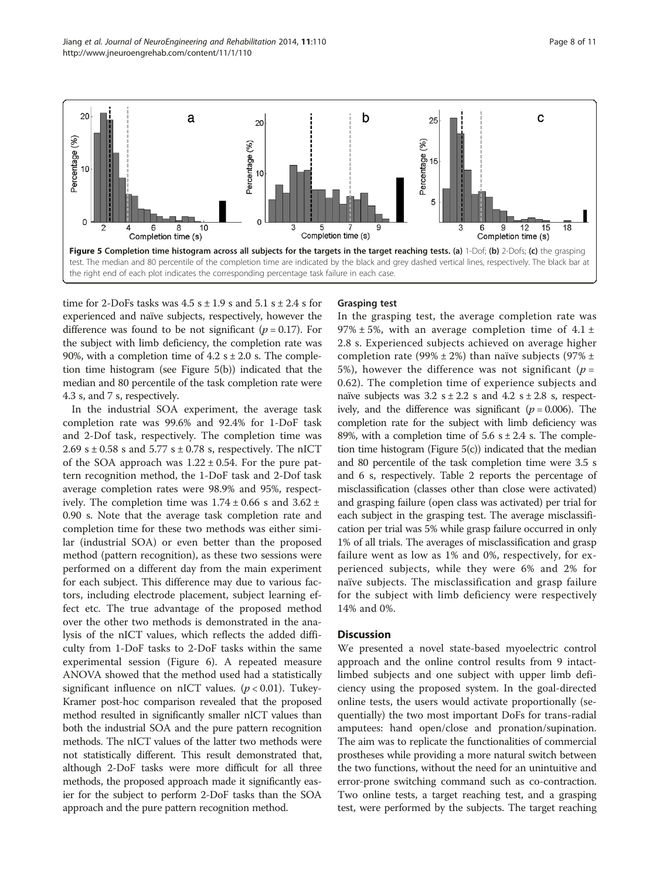a

20

Percentage (%)

10

0

2 4 6 8 10

Completion time (s)

b

20

Percentage (%)

10

0

3 5 7 9

Completion time (s)

c

25

Percentage (%)

15

5

3 6 9 12 15 18

Completion time (s)

**Figure 5 Completion time histogram across all subjects for the targets in the target reaching tests.** **(a)** 1-Dof; **(b)** 2-Dofs; **(c)** the grasping test. The median and 80 percentile of the completion time are indicated by the black and grey dashed vertical lines, respectively. The black bar at the right end of each plot indicates the corresponding percentage task failure in each case.

time for 2-DoFs tasks was 4.5 s ± 1.9 s and 5.1 s ± 2.4 s for experienced and naïve subjects, respectively, however the difference was found to be not significant ($p = 0.17$). For the subject with limb deficiency, the completion rate was 90%, with a completion time of 4.2 s ± 2.0 s. The completion time histogram (see Figure 5(b)) indicated that the median and 80 percentile of the task completion rate were 4.3 s, and 7 s, respectively.

In the industrial SOA experiment, the average task completion rate was 99.6% and 92.4% for 1-DoF task and 2-Dof task, respectively. The completion time was 2.69 s ± 0.58 s and 5.77 s ± 0.78 s, respectively. The nICT of the SOA approach was 1.22 ± 0.54. For the pure pattern recognition method, the 1-DoF task and 2-Dof task average completion rates were 98.9% and 95%, respectively. The completion time was 1.74 ± 0.66 s and 3.62 ± 0.90 s. Note that the average task completion rate and completion time for these two methods was either similar (industrial SOA) or even better than the proposed method (pattern recognition), as these two sessions were performed on a different day from the main experiment for each subject. This difference may due to various factors, including electrode placement, subject learning effect etc. The true advantage of the proposed method over the other two methods is demonstrated in the analysis of the nICT values, which reflects the added difficulty from 1-DoF tasks to 2-DoF tasks within the same experimental session (Figure 6). A repeated measure ANOVA showed that the method used had a statistically significant influence on nICT values. ($p < 0.01$). Tukey-Kramer post-hoc comparison revealed that the proposed method resulted in significantly smaller nICT values than both the industrial SOA and the pure pattern recognition methods. The nICT values of the latter two methods were not statistically different. This result demonstrated that, although 2-DoF tasks were more difficult for all three methods, the proposed approach made it significantly easier for the subject to perform 2-DoF tasks than the SOA approach and the pure pattern recognition method.

### Grasping test

In the grasping test, the average completion rate was 97% ± 5%, with an average completion time of 4.1 ± 2.8 s. Experienced subjects achieved on average higher completion rate (99% ± 2%) than naïve subjects (97% ± 5%), however the difference was not significant ($p = 0.62$). The completion time of experience subjects and naïve subjects was 3.2 s ± 2.2 s and 4.2 s ± 2.8 s, respectively, and the difference was significant ($p = 0.006$). The completion rate for the subject with limb deficiency was 89%, with a completion time of 5.6 s ± 2.4 s. The completion time histogram (Figure 5(c)) indicated that the median and 80 percentile of the task completion time were 3.5 s and 6 s, respectively. Table 2 reports the percentage of misclassification (classes other than close were activated) and grasping failure (open class was activated) per trial for each subject in the grasping test. The average misclassification per trial was 5% while grasp failure occurred in only 1% of all trials. The averages of misclassification and grasp failure went as low as 1% and 0%, respectively, for experienced subjects, while they were 6% and 2% for naïve subjects. The misclassification and grasp failure for the subject with limb deficiency were respectively 14% and 0%.

## Discussion

We presented a novel state-based myoelectric control approach and the online control results from 9 intact-limbed subjects and one subject with upper limb deficiency using the proposed system. In the goal-directed online tests, the users would activate proportionally (sequentially) the two most important DoFs for trans-radial amputees: hand open/close and pronation/supination. The aim was to replicate the functionalities of commercial prostheses while providing a more natural switch between the two functions, without the need for an unintuitive and error-prone switching command such as co-contraction. Two online tests, a target reaching test, and a grasping test, were performed by the subjects. The target reaching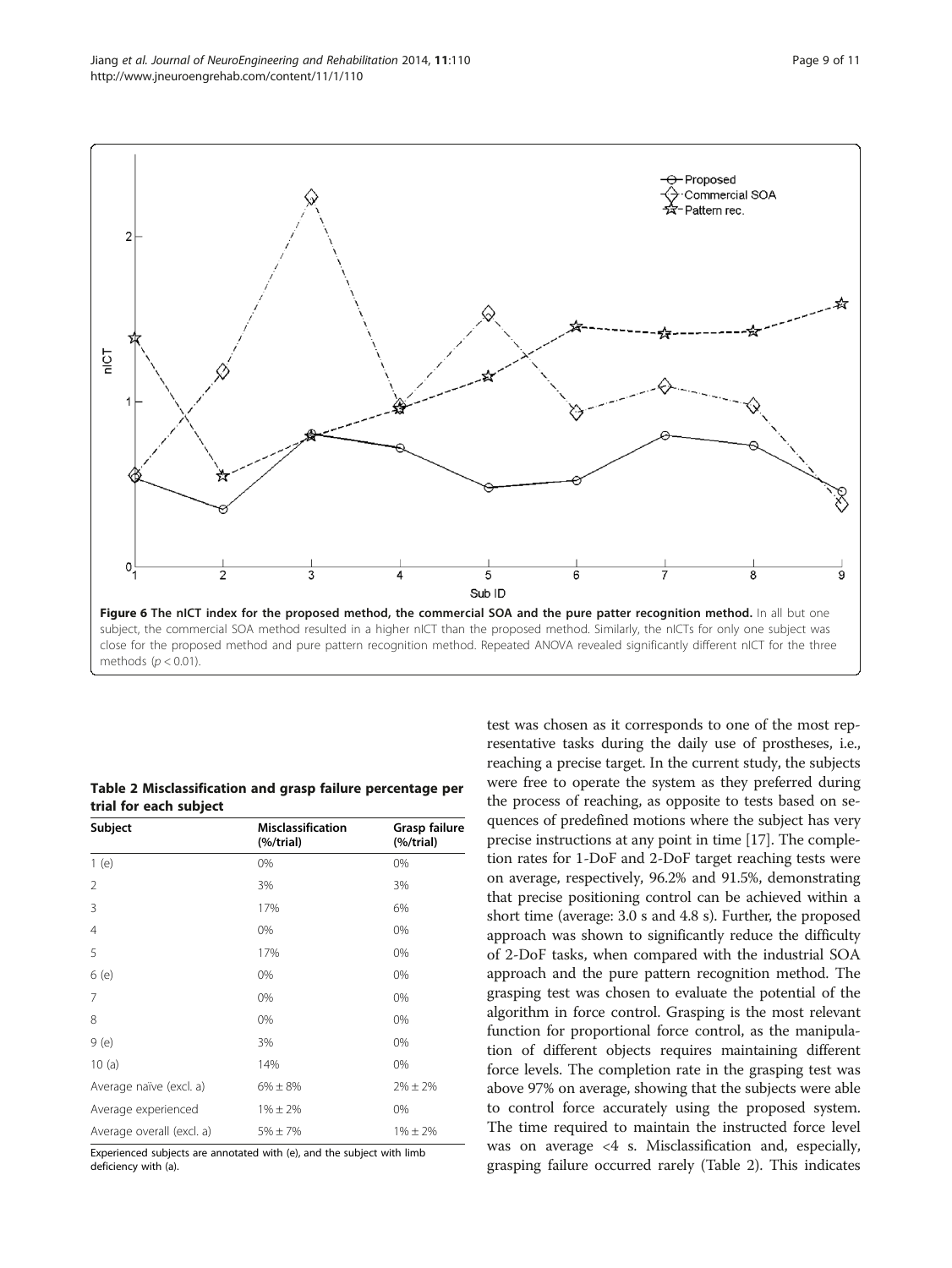Proposed
Commercial SOA
Pattern rec.

nICT

0
1
2

Sub ID

1 2 3 4 5 6 7 8 9

**Figure 6 The nICT index for the proposed method, the commercial SOA and the pure patter recognition method.** In all but one subject, the commercial SOA method resulted in a higher nICT than the proposed method. Similarly, the nICTs for only one subject was close for the proposed method and pure pattern recognition method. Repeated ANOVA revealed significantly different nICT for the three methods ($p < 0.01$).

**Table 2 Misclassification and grasp failure percentage per trial for each subject**

| Subject | Misclassification (%/trial) | Grasp failure (%/trial) |
|---|---|---|
| 1 (e) | 0% | 0% |
| 2 | 3% | 3% |
| 3 | 17% | 6% |
| 4 | 0% | 0% |
| 5 | 17% | 0% |
| 6 (e) | 0% | 0% |
| 7 | 0% | 0% |
| 8 | 0% | 0% |
| 9 (e) | 3% | 0% |
| 10 (a) | 14% | 0% |
| Average naïve (excl. a) | 6% ± 8% | 2% ± 2% |
| Average experienced | 1% ± 2% | 0% |
| Average overall (excl. a) | 5% ± 7% | 1% ± 2% |

Experienced subjects are annotated with (e), and the subject with limb deficiency with (a).

test was chosen as it corresponds to one of the most representative tasks during the daily use of prostheses, i.e., reaching a precise target. In the current study, the subjects were free to operate the system as they preferred during the process of reaching, as opposite to tests based on sequences of predefined motions where the subject has very precise instructions at any point in time [17]. The completion rates for 1-DoF and 2-DoF target reaching tests were on average, respectively, 96.2% and 91.5%, demonstrating that precise positioning control can be achieved within a short time (average: 3.0 s and 4.8 s). Further, the proposed approach was shown to significantly reduce the difficulty of 2-DoF tasks, when compared with the industrial SOA approach and the pure pattern recognition method. The grasping test was chosen to evaluate the potential of the algorithm in force control. Grasping is the most relevant function for proportional force control, as the manipulation of different objects requires maintaining different force levels. The completion rate in the grasping test was above 97% on average, showing that the subjects were able to control force accurately using the proposed system. The time required to maintain the instructed force level was on average <4 s. Misclassification and, especially, grasping failure occurred rarely (Table 2). This indicates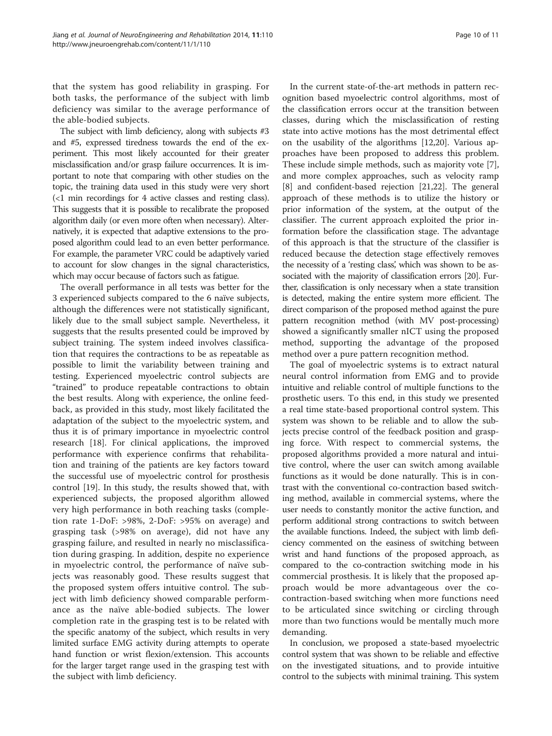that the system has good reliability in grasping. For both tasks, the performance of the subject with limb deficiency was similar to the average performance of the able-bodied subjects.

The subject with limb deficiency, along with subjects #3 and #5, expressed tiredness towards the end of the experiment. This most likely accounted for their greater misclassification and/or grasp failure occurrences. It is important to note that comparing with other studies on the topic, the training data used in this study were very short (<1 min recordings for 4 active classes and resting class). This suggests that it is possible to recalibrate the proposed algorithm daily (or even more often when necessary). Alternatively, it is expected that adaptive extensions to the proposed algorithm could lead to an even better performance. For example, the parameter VRC could be adaptively varied to account for slow changes in the signal characteristics, which may occur because of factors such as fatigue.

The overall performance in all tests was better for the 3 experienced subjects compared to the 6 naïve subjects, although the differences were not statistically significant, likely due to the small subject sample. Nevertheless, it suggests that the results presented could be improved by subject training. The system indeed involves classification that requires the contractions to be as repeatable as possible to limit the variability between training and testing. Experienced myoelectric control subjects are "trained" to produce repeatable contractions to obtain the best results. Along with experience, the online feedback, as provided in this study, most likely facilitated the adaptation of the subject to the myoelectric system, and thus it is of primary importance in myoelectric control research [18]. For clinical applications, the improved performance with experience confirms that rehabilitation and training of the patients are key factors toward the successful use of myoelectric control for prosthesis control [19]. In this study, the results showed that, with experienced subjects, the proposed algorithm allowed very high performance in both reaching tasks (completion rate 1-DoF: >98%, 2-DoF: >95% on average) and grasping task (>98% on average), did not have any grasping failure, and resulted in nearly no misclassification during grasping. In addition, despite no experience in myoelectric control, the performance of naïve subjects was reasonably good. These results suggest that the proposed system offers intuitive control. The subject with limb deficiency showed comparable performance as the naïve able-bodied subjects. The lower completion rate in the grasping test is to be related with the specific anatomy of the subject, which results in very limited surface EMG activity during attempts to operate hand function or wrist flexion/extension. This accounts for the larger target range used in the grasping test with the subject with limb deficiency.

In the current state-of-the-art methods in pattern recognition based myoelectric control algorithms, most of the classification errors occur at the transition between classes, during which the misclassification of resting state into active motions has the most detrimental effect on the usability of the algorithms [12,20]. Various approaches have been proposed to address this problem. These include simple methods, such as majority vote [7], and more complex approaches, such as velocity ramp [8] and confident-based rejection [21,22]. The general approach of these methods is to utilize the history or prior information of the system, at the output of the classifier. The current approach exploited the prior information before the classification stage. The advantage of this approach is that the structure of the classifier is reduced because the detection stage effectively removes the necessity of a 'resting class', which was shown to be associated with the majority of classification errors [20]. Further, classification is only necessary when a state transition is detected, making the entire system more efficient. The direct comparison of the proposed method against the pure pattern recognition method (with MV post-processing) showed a significantly smaller nICT using the proposed method, supporting the advantage of the proposed method over a pure pattern recognition method.

The goal of myoelectric systems is to extract natural neural control information from EMG and to provide intuitive and reliable control of multiple functions to the prosthetic users. To this end, in this study we presented a real time state-based proportional control system. This system was shown to be reliable and to allow the subjects precise control of the feedback position and grasping force. With respect to commercial systems, the proposed algorithms provided a more natural and intuitive control, where the user can switch among available functions as it would be done naturally. This is in contrast with the conventional co-contraction based switching method, available in commercial systems, where the user needs to constantly monitor the active function, and perform additional strong contractions to switch between the available functions. Indeed, the subject with limb deficiency commented on the easiness of switching between wrist and hand functions of the proposed approach, as compared to the co-contraction switching mode in his commercial prosthesis. It is likely that the proposed approach would be more advantageous over the co-contraction-based switching when more functions need to be articulated since switching or circling through more than two functions would be mentally much more demanding.

In conclusion, we proposed a state-based myoelectric control system that was shown to be reliable and effective on the investigated situations, and to provide intuitive control to the subjects with minimal training. This system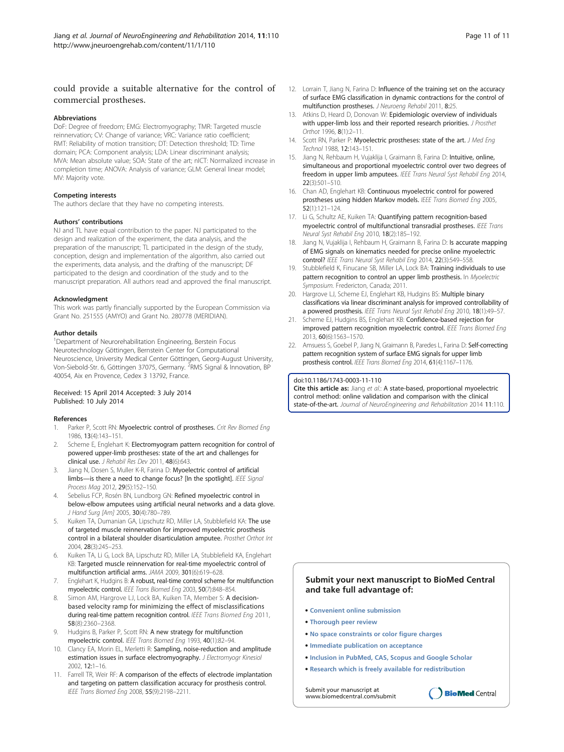could provide a suitable alternative for the control of commercial prostheses.

### Abbreviations

DoF: Degree of freedom; EMG: Electromyography; TMR: Targeted muscle reinnervation; CV: Change of variance; VRC: Variance ratio coefficient; RMT: Reliability of motion transition; DT: Detection threshold; TD: Time domain; PCA: Component analysis; LDA: Linear discriminant analysis; MVA: Mean absolute value; SOA: State of the art; nICT: Normalized increase in completion time; ANOVA: Analysis of variance; GLM: General linear model; MV: Majority vote.

### Competing interests

The authors declare that they have no competing interests.

### Authors' contributions

NJ and TL have equal contribution to the paper. NJ participated to the design and realization of the experiment, the data analysis, and the preparation of the manuscript; TL participated in the design of the study, conception, design and implementation of the algorithm, also carried out the experiments, data analysis, and the drafting of the manuscript; DF participated to the design and coordination of the study and to the manuscript preparation. All authors read and approved the final manuscript.

### Acknowledgment

This work was partly financially supported by the European Commission via Grant No. 251555 (AMYO) and Grant No. 280778 (MERIDIAN).

### Author details

[1]Department of Neurorehabilitation Engineering, Berstein Focus Neurotechnology Göttingen, Bernstein Center for Computational Neuroscience, University Medical Center Göttingen, Georg-August University, Von-Siebold-Str. 6, Göttingen 37075, Germany. [2]RMS Signal & Innovation, BP 40054, Aix en Provence, Cedex 3 13792, France.

Received: 15 April 2014 Accepted: 3 July 2014
Published: 10 July 2014

### References

1. Parker P, Scott RN: **Myoelectric control of prostheses.** *Crit Rev Biomed Eng* 1986, **13**(4):143–151.
2. Scheme E, Englehart K: **Electromyogram pattern recognition for control of powered upper-limb prostheses: state of the art and challenges for clinical use.** *J Rehabil Res Dev* 2011, **48**(6):643.
3. Jiang N, Dosen S, Muller K-R, Farina D: **Myoelectric control of artificial limbs—is there a need to change focus? [In the spotlight].** *IEEE Signal Process Mag* 2012, **29**(5):152–150.
4. Sebelius FCP, Rosén BN, Lundborg GN: **Refined myoelectric control in below-elbow amputees using artificial neural networks and a data glove.** *J Hand Surg [Am]* 2005, **30**(4):780–789.
5. Kuiken TA, Dumanian GA, Lipschutz RD, Miller LA, Stubblefield KA: **The use of targeted muscle reinnervation for improved myoelectric prosthesis control in a bilateral shoulder disarticulation amputee.** *Prosthet Orthot Int* 2004, **28**(3):245–253.
6. Kuiken TA, Li G, Lock BA, Lipschutz RD, Miller LA, Stubblefield KA, Englehart KB: **Targeted muscle reinnervation for real-time myoelectric control of multifunction artificial arms.** *JAMA* 2009, **301**(6):619–628.
7. Englehart K, Hudgins B: **A robust, real-time control scheme for multifunction myoelectric control.** *IEEE Trans Biomed Eng* 2003, **50**(7):848–854.
8. Simon AM, Hargrove LJ, Lock BA, Kuiken TA, Member S: **A decision-based velocity ramp for minimizing the effect of misclassifications during real-time pattern recognition control.** *IEEE Trans Biomed Eng* 2011, **58**(8):2360–2368.
9. Hudgins B, Parker P, Scott RN: **A new strategy for multifunction myoelectric control.** *IEEE Trans Biomed Eng* 1993, **40**(1):82–94.
10. Clancy EA, Morin EL, Merletti R: **Sampling, noise-reduction and amplitude estimation issues in surface electromyography.** *J Electromyogr Kinesiol* 2002, **12**:1–16.
11. Farrell TR, Weir RF: **A comparison of the effects of electrode implantation and targeting on pattern classification accuracy for prosthesis control.** *IEEE Trans Biomed Eng* 2008, **55**(9):2198–2211.
12. Lorrain T, Jiang N, Farina D: **Influence of the training set on the accuracy of surface EMG classification in dynamic contractions for the control of multifunction prostheses.** *J Neuroeng Rehabil* 2011, **8**:25.
13. Atkins D, Heard D, Donovan W: **Epidemiologic overview of individuals with upper-limb loss and their reported research priorities.** *J Prosthet Orthot* 1996, **8**(1):2–11.
14. Scott RN, Parker P: **Myoelectric prostheses: state of the art.** *J Med Eng Technol* 1988, **12**:143–151.
15. Jiang N, Rehbaum H, Vujaklija I, Graimann B, Farina D: **Intuitive, online, simultaneous and proportional myoelectric control over two degrees of freedom in upper limb amputees.** *IEEE Trans Neural Syst Rehabil Eng* 2014, **22**(3):501–510.
16. Chan AD, Englehart KB: **Continuous myoelectric control for powered prostheses using hidden Markov models.** *IEEE Trans Biomed Eng* 2005, **52**(1):121–124.
17. Li G, Schultz AE, Kuiken TA: **Quantifying pattern recognition-based myoelectric control of multifunctional transradial prostheses.** *IEEE Trans Neural Syst Rehabil Eng* 2010, **18**(2):185–192.
18. Jiang N, Vujaklija I, Rehbaum H, Graimann B, Farina D: **Is accurate mapping of EMG signals on kinematics needed for precise online myoelectric control?** *IEEE Trans Neural Syst Rehabil Eng* 2014, **22**(3):549–558.
19. Stubblefield K, Finucane SB, Miller LA, Lock BA: **Training individuals to use pattern recognition to control an upper limb prosthesis.** In *Myoelectric Symposium*. Fredericton, Canada; 2011.
20. Hargrove LJ, Scheme EJ, Englehart KB, Hudgins BS: **Multiple binary classifications via linear discriminant analysis for improved controllability of a powered prosthesis.** *IEEE Trans Neural Syst Rehabil Eng* 2010, **18**(1):49–57.
21. Scheme EJ, Hudgins BS, Englehart KB: **Confidence-based rejection for improved pattern recognition myoelectric control.** *IEEE Trans Biomed Eng* 2013, **60**(6):1563–1570.
22. Amsuess S, Goebel P, Jiang N, Graimann B, Paredes L, Farina D: **Self-correcting pattern recognition system of surface EMG signals for upper limb prosthesis control.** *IEEE Trans Biomed Eng* 2014, **61**(4):1167–1176.

doi:10.1186/1743-0003-11-110
**Cite this article as:** Jiang *et al.*: A state-based, proportional myoelectric control method: online validation and comparison with the clinical state-of-the-art. *Journal of NeuroEngineering and Rehabilitation* 2014 **11**:110.

**Submit your next manuscript to BioMed Central and take full advantage of:**

- **Convenient online submission**
- **Thorough peer review**
- **No space constraints or color figure charges**
- **Immediate publication on acceptance**
- **Inclusion in PubMed, CAS, Scopus and Google Scholar**
- **Research which is freely available for redistribution**

Submit your manuscript at
www.biomedcentral.com/submit